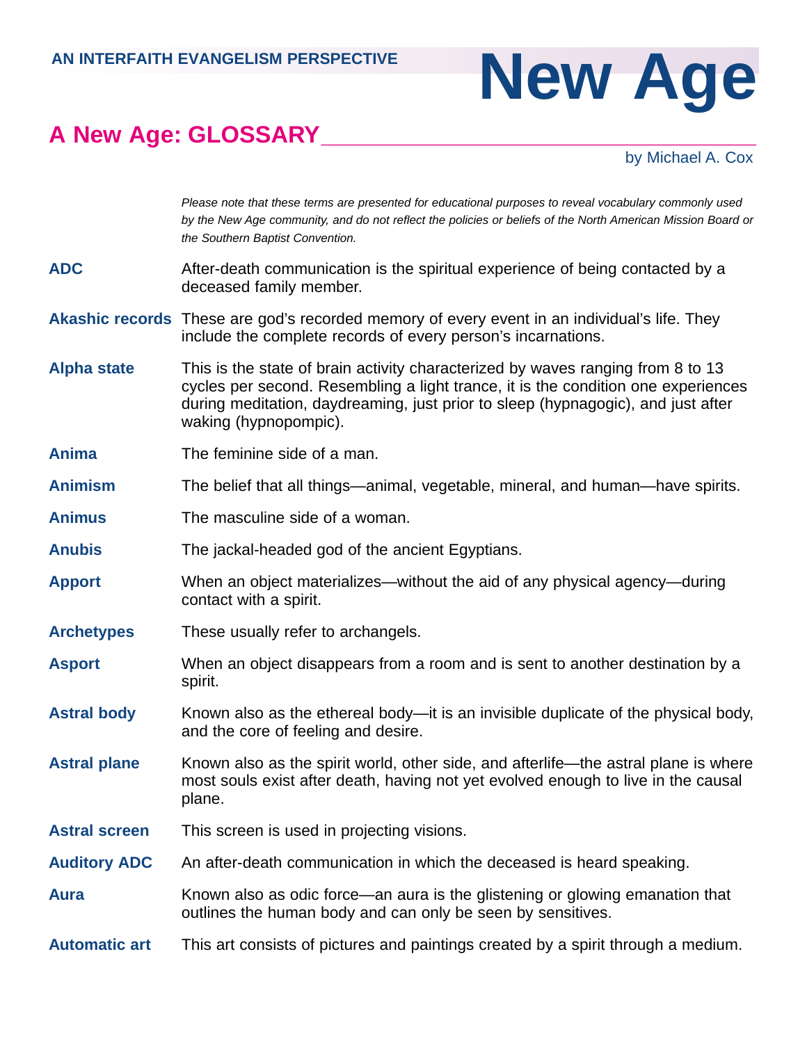AN INTERFAITH EVANGELISM PERSPECTIVE

# New Age

## A New Age: GLOSSARY

by Michael A. Cox

*Please note that these terms are presented for educational purposes to reveal vocabulary commonly used by the New Age community, and do not reflect the policies or beliefs of the North American Mission Board or the Southern Baptist Convention.*

**ADC** After-death communication is the spiritual experience of being contacted by a deceased family member.

**Akashic records** These are god's recorded memory of every event in an individual's life. They include the complete records of every person's incarnations.

**Alpha state** This is the state of brain activity characterized by waves ranging from 8 to 13 cycles per second. Resembling a light trance, it is the condition one experiences during meditation, daydreaming, just prior to sleep (hypnagogic), and just after waking (hypnopompic).

**Anima** The feminine side of a man.

**Animism** The belief that all things—animal, vegetable, mineral, and human—have spirits.

**Animus** The masculine side of a woman.

**Anubis** The jackal-headed god of the ancient Egyptians.

**Apport** When an object materializes—without the aid of any physical agency—during contact with a spirit.

**Archetypes** These usually refer to archangels.

**Asport** When an object disappears from a room and is sent to another destination by a spirit.

**Astral body** Known also as the ethereal body—it is an invisible duplicate of the physical body, and the core of feeling and desire.

**Astral plane** Known also as the spirit world, other side, and afterlife—the astral plane is where most souls exist after death, having not yet evolved enough to live in the causal plane.

**Astral screen** This screen is used in projecting visions.

**Auditory ADC** An after-death communication in which the deceased is heard speaking.

**Aura** Known also as odic force—an aura is the glistening or glowing emanation that outlines the human body and can only be seen by sensitives.

**Automatic art** This art consists of pictures and paintings created by a spirit through a medium.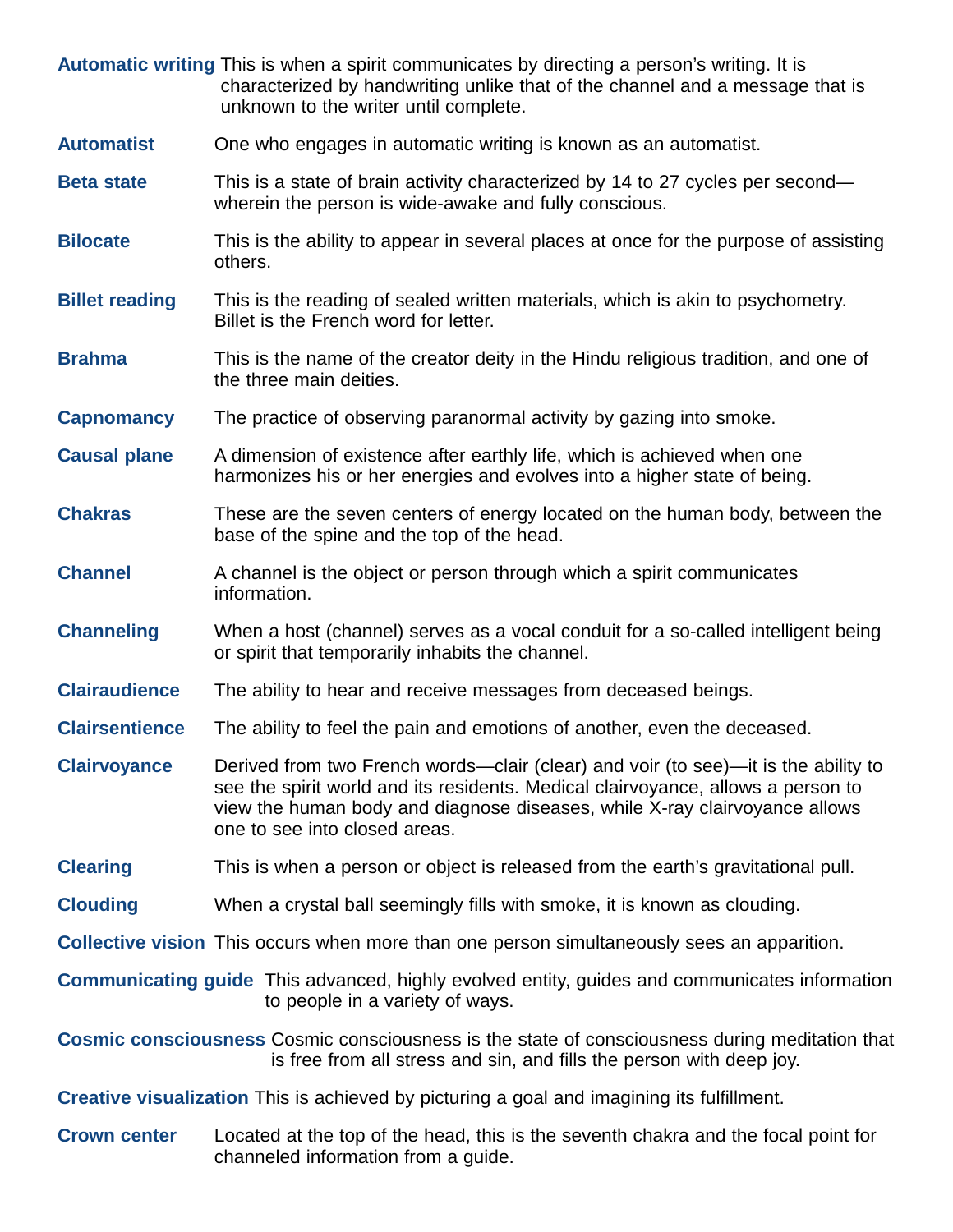**Automatic writing** This is when a spirit communicates by directing a person's writing. It is characterized by handwriting unlike that of the channel and a message that is unknown to the writer until complete.

**Automatist** One who engages in automatic writing is known as an automatist.

**Beta state** This is a state of brain activity characterized by 14 to 27 cycles per second—wherein the person is wide-awake and fully conscious.

**Bilocate** This is the ability to appear in several places at once for the purpose of assisting others.

**Billet reading** This is the reading of sealed written materials, which is akin to psychometry. Billet is the French word for letter.

**Brahma** This is the name of the creator deity in the Hindu religious tradition, and one of the three main deities.

**Capnomancy** The practice of observing paranormal activity by gazing into smoke.

**Causal plane** A dimension of existence after earthly life, which is achieved when one harmonizes his or her energies and evolves into a higher state of being.

**Chakras** These are the seven centers of energy located on the human body, between the base of the spine and the top of the head.

**Channel** A channel is the object or person through which a spirit communicates information.

**Channeling** When a host (channel) serves as a vocal conduit for a so-called intelligent being or spirit that temporarily inhabits the channel.

**Clairaudience** The ability to hear and receive messages from deceased beings.

**Clairsentience** The ability to feel the pain and emotions of another, even the deceased.

**Clairvoyance** Derived from two French words—clair (clear) and voir (to see)—it is the ability to see the spirit world and its residents. Medical clairvoyance, allows a person to view the human body and diagnose diseases, while X-ray clairvoyance allows one to see into closed areas.

**Clearing** This is when a person or object is released from the earth's gravitational pull.

**Clouding** When a crystal ball seemingly fills with smoke, it is known as clouding.

**Collective vision** This occurs when more than one person simultaneously sees an apparition.

**Communicating guide** This advanced, highly evolved entity, guides and communicates information to people in a variety of ways.

**Cosmic consciousness** Cosmic consciousness is the state of consciousness during meditation that is free from all stress and sin, and fills the person with deep joy.

**Creative visualization** This is achieved by picturing a goal and imagining its fulfillment.

**Crown center** Located at the top of the head, this is the seventh chakra and the focal point for channeled information from a guide.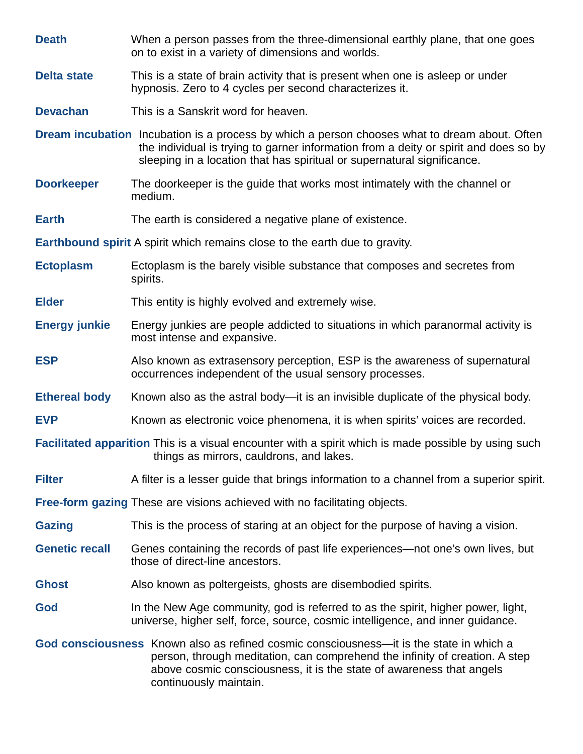**Death** When a person passes from the three-dimensional earthly plane, that one goes on to exist in a variety of dimensions and worlds.

**Delta state** This is a state of brain activity that is present when one is asleep or under hypnosis. Zero to 4 cycles per second characterizes it.

**Devachan** This is a Sanskrit word for heaven.

**Dream incubation** Incubation is a process by which a person chooses what to dream about. Often the individual is trying to garner information from a deity or spirit and does so by sleeping in a location that has spiritual or supernatural significance.

**Doorkeeper** The doorkeeper is the guide that works most intimately with the channel or medium.

**Earth** The earth is considered a negative plane of existence.

**Earthbound spirit** A spirit which remains close to the earth due to gravity.

**Ectoplasm** Ectoplasm is the barely visible substance that composes and secretes from spirits.

**Elder** This entity is highly evolved and extremely wise.

**Energy junkie** Energy junkies are people addicted to situations in which paranormal activity is most intense and expansive.

**ESP** Also known as extrasensory perception, ESP is the awareness of supernatural occurrences independent of the usual sensory processes.

**Ethereal body** Known also as the astral body—it is an invisible duplicate of the physical body.

**EVP** Known as electronic voice phenomena, it is when spirits' voices are recorded.

**Facilitated apparition** This is a visual encounter with a spirit which is made possible by using such things as mirrors, cauldrons, and lakes.

**Filter** A filter is a lesser guide that brings information to a channel from a superior spirit.

**Free-form gazing** These are visions achieved with no facilitating objects.

**Gazing** This is the process of staring at an object for the purpose of having a vision.

**Genetic recall** Genes containing the records of past life experiences—not one's own lives, but those of direct-line ancestors.

**Ghost** Also known as poltergeists, ghosts are disembodied spirits.

**God** In the New Age community, god is referred to as the spirit, higher power, light, universe, higher self, force, source, cosmic intelligence, and inner guidance.

**God consciousness** Known also as refined cosmic consciousness—it is the state in which a person, through meditation, can comprehend the infinity of creation. A step above cosmic consciousness, it is the state of awareness that angels continuously maintain.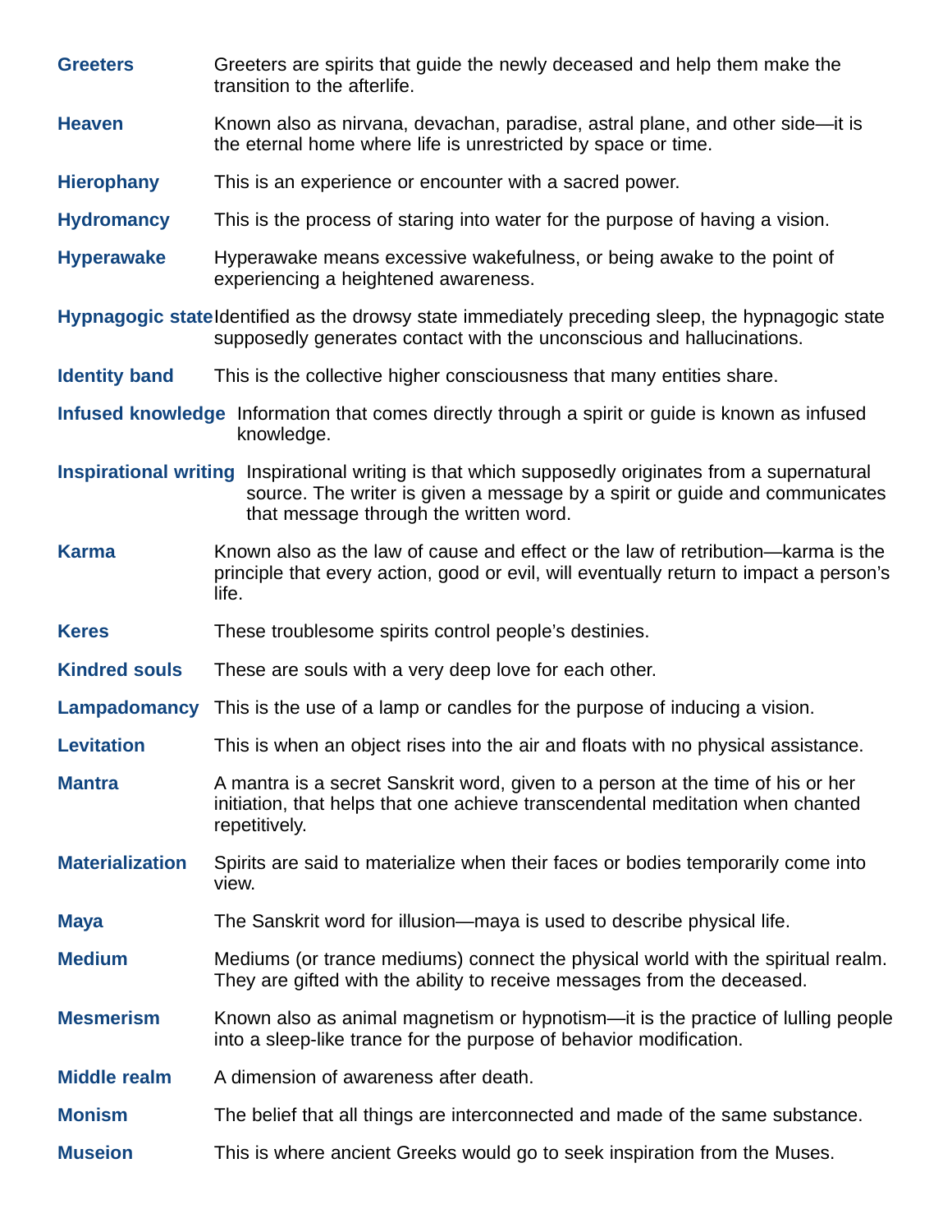**Greeters** Greeters are spirits that guide the newly deceased and help them make the transition to the afterlife.

**Heaven** Known also as nirvana, devachan, paradise, astral plane, and other side—it is the eternal home where life is unrestricted by space or time.

**Hierophany** This is an experience or encounter with a sacred power.

**Hydromancy** This is the process of staring into water for the purpose of having a vision.

**Hyperawake** Hyperawake means excessive wakefulness, or being awake to the point of experiencing a heightened awareness.

**Hypnagogic state** Identified as the drowsy state immediately preceding sleep, the hypnagogic state supposedly generates contact with the unconscious and hallucinations.

**Identity band** This is the collective higher consciousness that many entities share.

**Infused knowledge** Information that comes directly through a spirit or guide is known as infused knowledge.

**Inspirational writing** Inspirational writing is that which supposedly originates from a supernatural source. The writer is given a message by a spirit or guide and communicates that message through the written word.

**Karma** Known also as the law of cause and effect or the law of retribution—karma is the principle that every action, good or evil, will eventually return to impact a person's life.

**Keres** These troublesome spirits control people's destinies.

**Kindred souls** These are souls with a very deep love for each other.

**Lampadomancy** This is the use of a lamp or candles for the purpose of inducing a vision.

**Levitation** This is when an object rises into the air and floats with no physical assistance.

**Mantra** A mantra is a secret Sanskrit word, given to a person at the time of his or her initiation, that helps that one achieve transcendental meditation when chanted repetitively.

**Materialization** Spirits are said to materialize when their faces or bodies temporarily come into view.

**Maya** The Sanskrit word for illusion—maya is used to describe physical life.

**Medium** Mediums (or trance mediums) connect the physical world with the spiritual realm. They are gifted with the ability to receive messages from the deceased.

**Mesmerism** Known also as animal magnetism or hypnotism—it is the practice of lulling people into a sleep-like trance for the purpose of behavior modification.

**Middle realm** A dimension of awareness after death.

**Monism** The belief that all things are interconnected and made of the same substance.

**Museion** This is where ancient Greeks would go to seek inspiration from the Muses.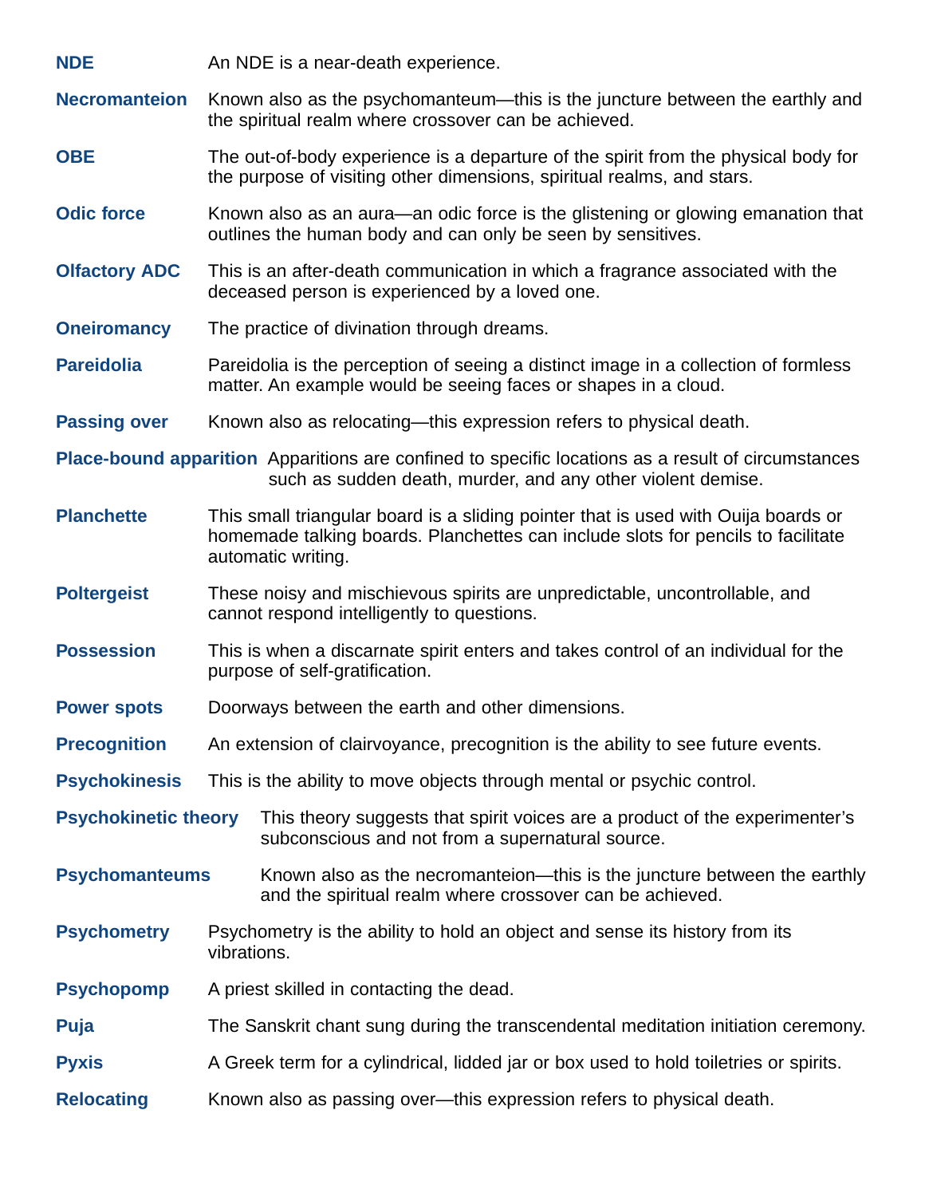**NDE** An NDE is a near-death experience.

**Necromanteion** Known also as the psychomanteum—this is the juncture between the earthly and the spiritual realm where crossover can be achieved.

**OBE** The out-of-body experience is a departure of the spirit from the physical body for the purpose of visiting other dimensions, spiritual realms, and stars.

**Odic force** Known also as an aura—an odic force is the glistening or glowing emanation that outlines the human body and can only be seen by sensitives.

**Olfactory ADC** This is an after-death communication in which a fragrance associated with the deceased person is experienced by a loved one.

**Oneiromancy** The practice of divination through dreams.

**Pareidolia** Pareidolia is the perception of seeing a distinct image in a collection of formless matter. An example would be seeing faces or shapes in a cloud.

**Passing over** Known also as relocating—this expression refers to physical death.

**Place-bound apparition** Apparitions are confined to specific locations as a result of circumstances such as sudden death, murder, and any other violent demise.

**Planchette** This small triangular board is a sliding pointer that is used with Ouija boards or homemade talking boards. Planchettes can include slots for pencils to facilitate automatic writing.

**Poltergeist** These noisy and mischievous spirits are unpredictable, uncontrollable, and cannot respond intelligently to questions.

**Possession** This is when a discarnate spirit enters and takes control of an individual for the purpose of self-gratification.

**Power spots** Doorways between the earth and other dimensions.

**Precognition** An extension of clairvoyance, precognition is the ability to see future events.

**Psychokinesis** This is the ability to move objects through mental or psychic control.

**Psychokinetic theory** This theory suggests that spirit voices are a product of the experimenter's subconscious and not from a supernatural source.

**Psychomanteums** Known also as the necromanteion—this is the juncture between the earthly and the spiritual realm where crossover can be achieved.

**Psychometry** Psychometry is the ability to hold an object and sense its history from its vibrations.

**Psychopomp** A priest skilled in contacting the dead.

**Puja** The Sanskrit chant sung during the transcendental meditation initiation ceremony.

**Pyxis** A Greek term for a cylindrical, lidded jar or box used to hold toiletries or spirits.

**Relocating** Known also as passing over—this expression refers to physical death.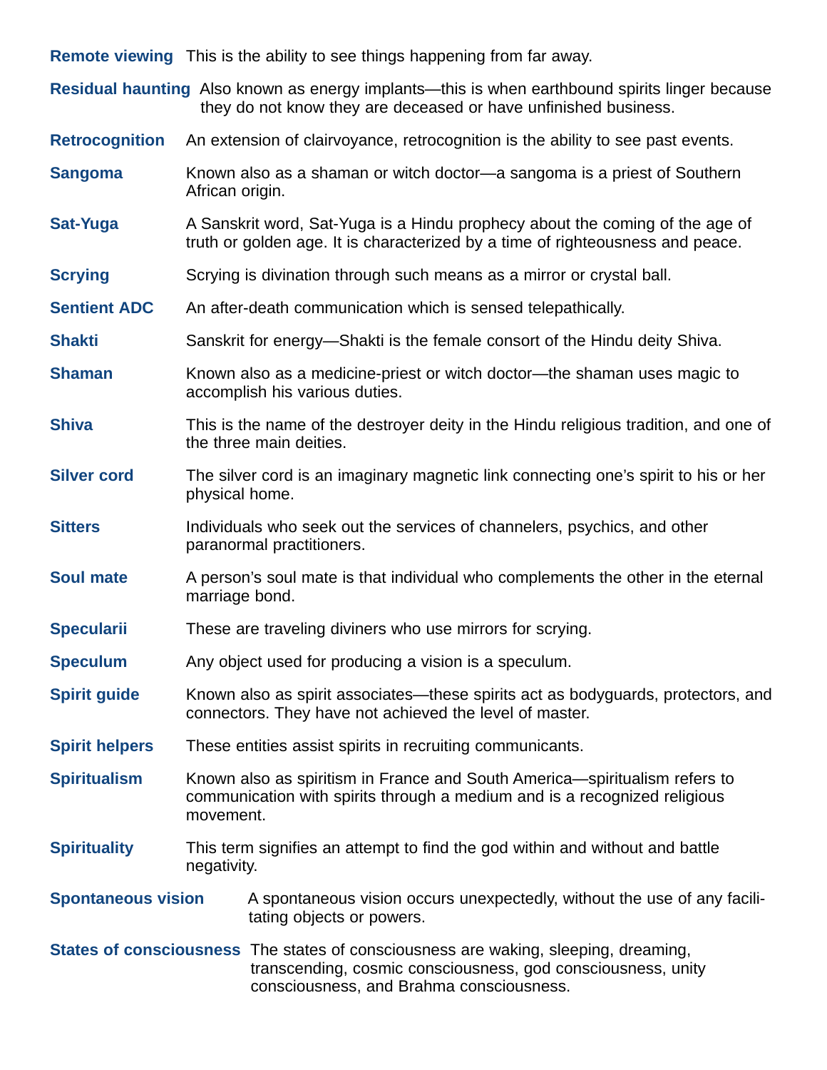**Remote viewing** This is the ability to see things happening from far away.

**Residual haunting** Also known as energy implants—this is when earthbound spirits linger because they do not know they are deceased or have unfinished business.

**Retrocognition** An extension of clairvoyance, retrocognition is the ability to see past events.

**Sangoma** Known also as a shaman or witch doctor—a sangoma is a priest of Southern African origin.

**Sat-Yuga** A Sanskrit word, Sat-Yuga is a Hindu prophecy about the coming of the age of truth or golden age. It is characterized by a time of righteousness and peace.

**Scrying** Scrying is divination through such means as a mirror or crystal ball.

**Sentient ADC** An after-death communication which is sensed telepathically.

**Shakti** Sanskrit for energy—Shakti is the female consort of the Hindu deity Shiva.

**Shaman** Known also as a medicine-priest or witch doctor—the shaman uses magic to accomplish his various duties.

**Shiva** This is the name of the destroyer deity in the Hindu religious tradition, and one of the three main deities.

**Silver cord** The silver cord is an imaginary magnetic link connecting one's spirit to his or her physical home.

**Sitters** Individuals who seek out the services of channelers, psychics, and other paranormal practitioners.

**Soul mate** A person's soul mate is that individual who complements the other in the eternal marriage bond.

**Specularii** These are traveling diviners who use mirrors for scrying.

**Speculum** Any object used for producing a vision is a speculum.

**Spirit guide** Known also as spirit associates—these spirits act as bodyguards, protectors, and connectors. They have not achieved the level of master.

**Spirit helpers** These entities assist spirits in recruiting communicants.

**Spiritualism** Known also as spiritism in France and South America—spiritualism refers to communication with spirits through a medium and is a recognized religious movement.

**Spirituality** This term signifies an attempt to find the god within and without and battle negativity.

**Spontaneous vision** A spontaneous vision occurs unexpectedly, without the use of any facilitating objects or powers.

**States of consciousness** The states of consciousness are waking, sleeping, dreaming, transcending, cosmic consciousness, god consciousness, unity consciousness, and Brahma consciousness.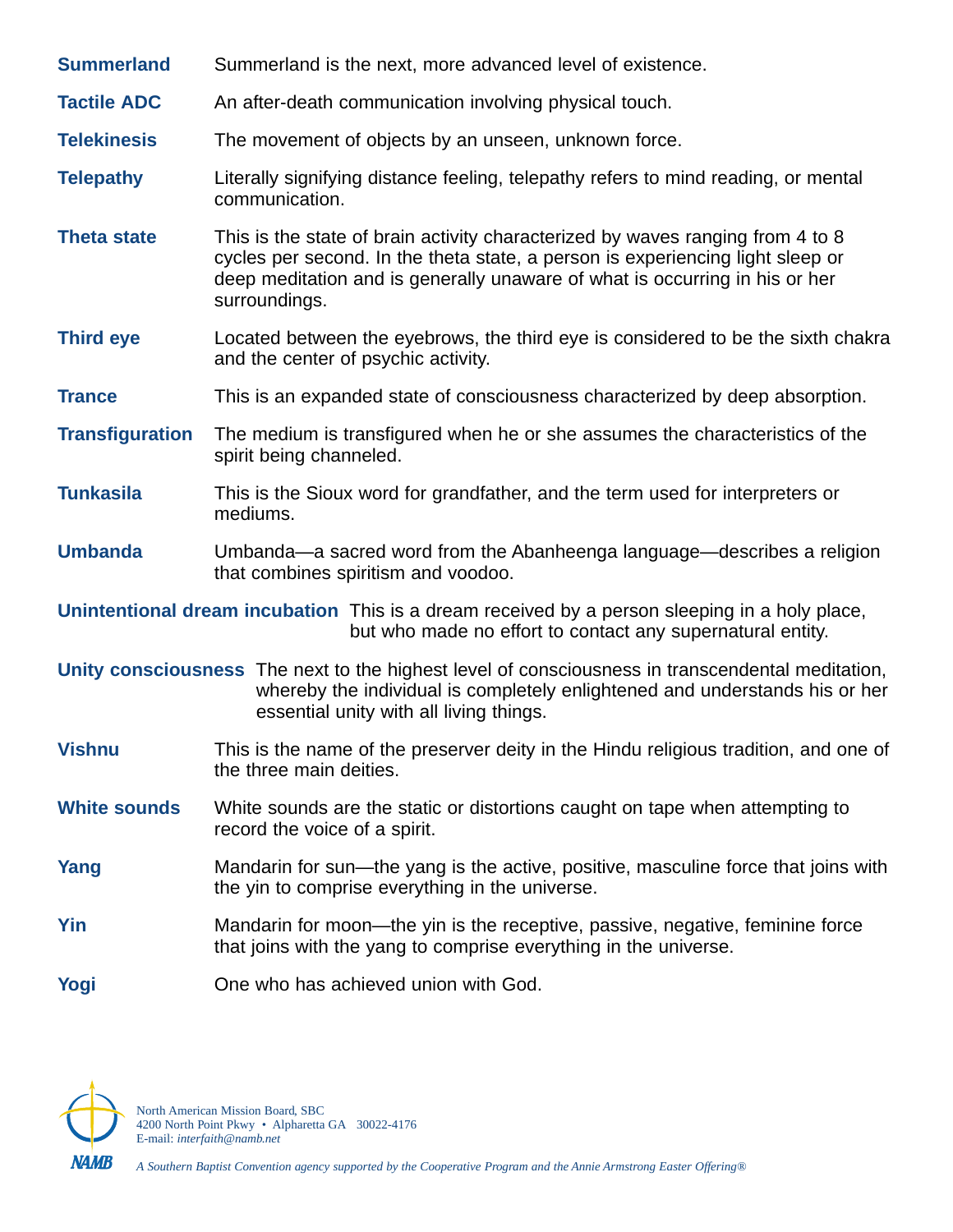**Summerland** Summerland is the next, more advanced level of existence.

**Tactile ADC** An after-death communication involving physical touch.

**Telekinesis** The movement of objects by an unseen, unknown force.

**Telepathy** Literally signifying distance feeling, telepathy refers to mind reading, or mental communication.

**Theta state** This is the state of brain activity characterized by waves ranging from 4 to 8 cycles per second. In the theta state, a person is experiencing light sleep or deep meditation and is generally unaware of what is occurring in his or her surroundings.

**Third eye** Located between the eyebrows, the third eye is considered to be the sixth chakra and the center of psychic activity.

**Trance** This is an expanded state of consciousness characterized by deep absorption.

**Transfiguration** The medium is transfigured when he or she assumes the characteristics of the spirit being channeled.

**Tunkasila** This is the Sioux word for grandfather, and the term used for interpreters or mediums.

**Umbanda** Umbanda—a sacred word from the Abanheenga language—describes a religion that combines spiritism and voodoo.

**Unintentional dream incubation** This is a dream received by a person sleeping in a holy place, but who made no effort to contact any supernatural entity.

**Unity consciousness** The next to the highest level of consciousness in transcendental meditation, whereby the individual is completely enlightened and understands his or her essential unity with all living things.

**Vishnu** This is the name of the preserver deity in the Hindu religious tradition, and one of the three main deities.

**White sounds** White sounds are the static or distortions caught on tape when attempting to record the voice of a spirit.

**Yang** Mandarin for sun—the yang is the active, positive, masculine force that joins with the yin to comprise everything in the universe.

**Yin** Mandarin for moon—the yin is the receptive, passive, negative, feminine force that joins with the yang to comprise everything in the universe.

**Yogi** One who has achieved union with God.

North American Mission Board, SBC
4200 North Point Pkwy • Alpharetta GA 30022-4176
E-mail: *interfaith@namb.net*

NAMB

*A Southern Baptist Convention agency supported by the Cooperative Program and the Annie Armstrong Easter Offering®*